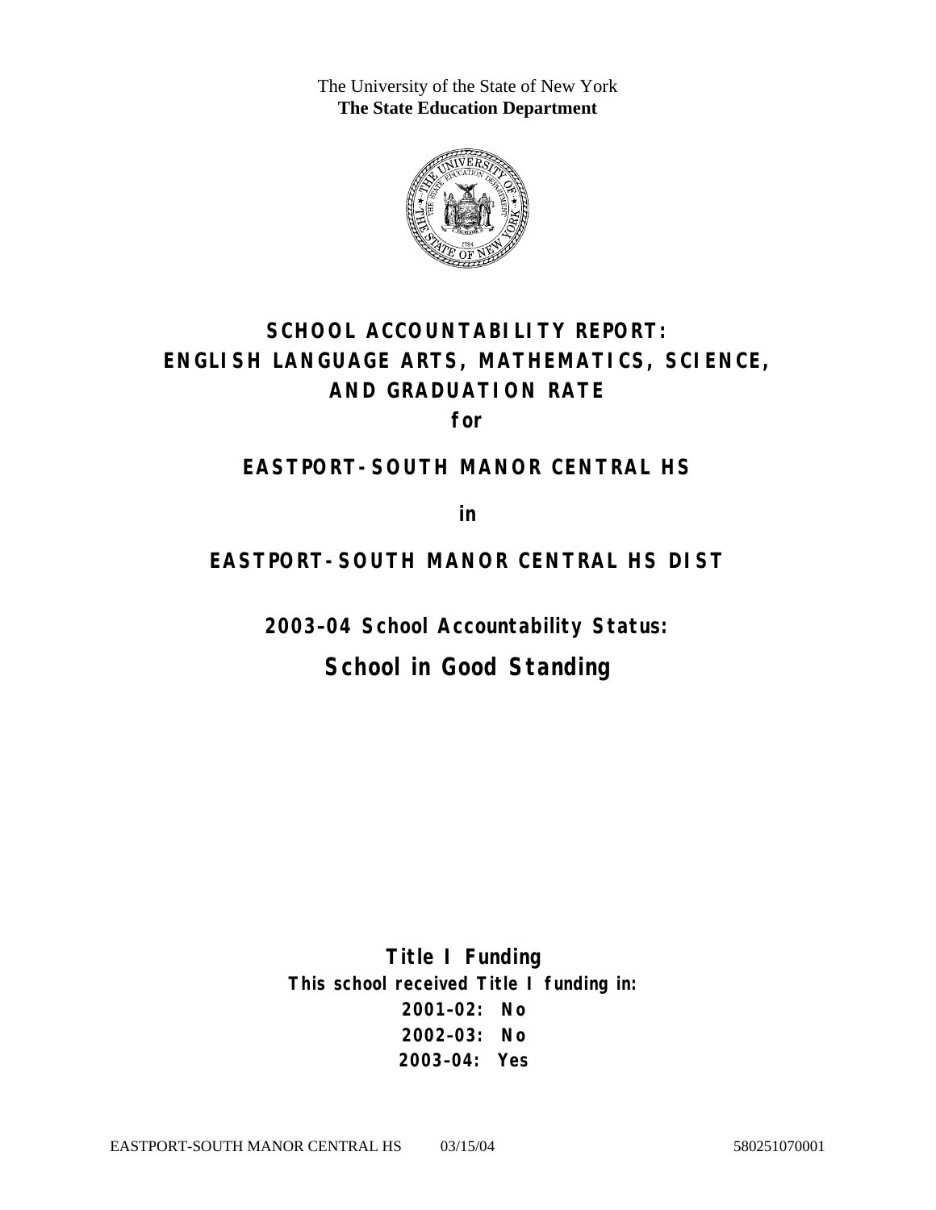The University of the State of New York
**The State Education Department**

# SCHOOL ACCOUNTABILITY REPORT: ENGLISH LANGUAGE ARTS, MATHEMATICS, SCIENCE, AND GRADUATION RATE

**for**

## EASTPORT-SOUTH MANOR CENTRAL HS

**in**

## EASTPORT-SOUTH MANOR CENTRAL HS DIST

**2003–04 School Accountability Status:**

## School in Good Standing

**Title I Funding**

**This school received Title I funding in:**

**2001–02: No**

**2002–03: No**

**2003–04: Yes**

EASTPORT-SOUTH MANOR CENTRAL HS 03/15/04 580251070001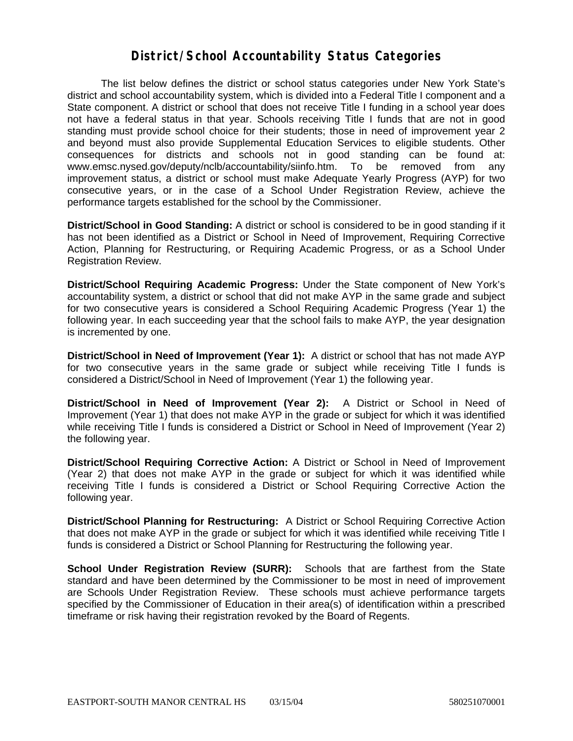# District/School Accountability Status Categories

The list below defines the district or school status categories under New York State's district and school accountability system, which is divided into a Federal Title I component and a State component. A district or school that does not receive Title I funding in a school year does not have a federal status in that year. Schools receiving Title I funds that are not in good standing must provide school choice for their students; those in need of improvement year 2 and beyond must also provide Supplemental Education Services to eligible students. Other consequences for districts and schools not in good standing can be found at: www.emsc.nysed.gov/deputy/nclb/accountability/siinfo.htm. To be removed from any improvement status, a district or school must make Adequate Yearly Progress (AYP) for two consecutive years, or in the case of a School Under Registration Review, achieve the performance targets established for the school by the Commissioner.

**District/School in Good Standing:** A district or school is considered to be in good standing if it has not been identified as a District or School in Need of Improvement, Requiring Corrective Action, Planning for Restructuring, or Requiring Academic Progress, or as a School Under Registration Review.

**District/School Requiring Academic Progress:** Under the State component of New York's accountability system, a district or school that did not make AYP in the same grade and subject for two consecutive years is considered a School Requiring Academic Progress (Year 1) the following year. In each succeeding year that the school fails to make AYP, the year designation is incremented by one.

**District/School in Need of Improvement (Year 1):** A district or school that has not made AYP for two consecutive years in the same grade or subject while receiving Title I funds is considered a District/School in Need of Improvement (Year 1) the following year.

**District/School in Need of Improvement (Year 2):** A District or School in Need of Improvement (Year 1) that does not make AYP in the grade or subject for which it was identified while receiving Title I funds is considered a District or School in Need of Improvement (Year 2) the following year.

**District/School Requiring Corrective Action:** A District or School in Need of Improvement (Year 2) that does not make AYP in the grade or subject for which it was identified while receiving Title I funds is considered a District or School Requiring Corrective Action the following year.

**District/School Planning for Restructuring:** A District or School Requiring Corrective Action that does not make AYP in the grade or subject for which it was identified while receiving Title I funds is considered a District or School Planning for Restructuring the following year.

**School Under Registration Review (SURR):** Schools that are farthest from the State standard and have been determined by the Commissioner to be most in need of improvement are Schools Under Registration Review. These schools must achieve performance targets specified by the Commissioner of Education in their area(s) of identification within a prescribed timeframe or risk having their registration revoked by the Board of Regents.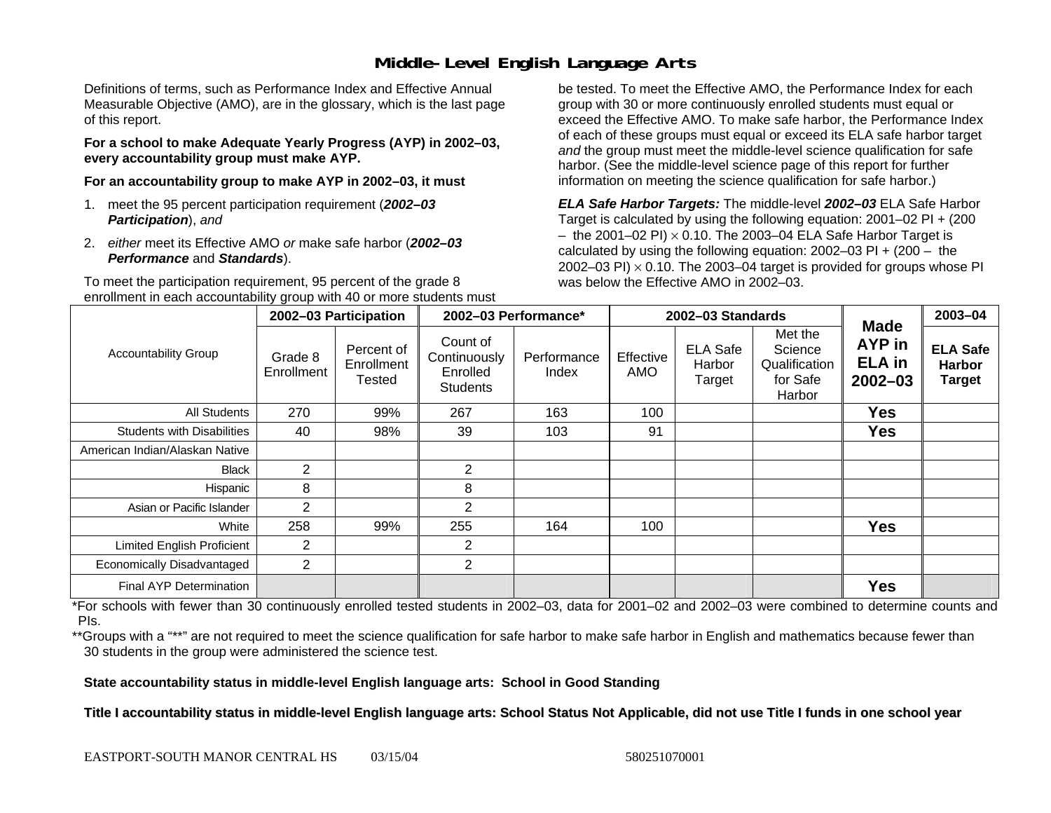# Middle-Level English Language Arts

Definitions of terms, such as Performance Index and Effective Annual Measurable Objective (AMO), are in the glossary, which is the last page of this report.

**For a school to make Adequate Yearly Progress (AYP) in 2002–03, every accountability group must make AYP.**

**For an accountability group to make AYP in 2002–03, it must**

1. meet the 95 percent participation requirement (***2002–03 Participation***), *and*
2. *either* meet its Effective AMO *or* make safe harbor (***2002–03 Performance*** and ***Standards***).

To meet the participation requirement, 95 percent of the grade 8 enrollment in each accountability group with 40 or more students must be tested. To meet the Effective AMO, the Performance Index for each group with 30 or more continuously enrolled students must equal or exceed the Effective AMO. To make safe harbor, the Performance Index of each of these groups must equal or exceed its ELA safe harbor target *and* the group must meet the middle-level science qualification for safe harbor. (See the middle-level science page of this report for further information on meeting the science qualification for safe harbor.)

***ELA Safe Harbor Targets:*** The middle-level ***2002–03*** ELA Safe Harbor Target is calculated by using the following equation: 2001–02 PI + (200 – the 2001–02 PI) $\times$ 0.10. The 2003–04 ELA Safe Harbor Target is calculated by using the following equation: 2002–03 PI + (200 – the 2002–03 PI) $\times$ 0.10. The 2003–04 target is provided for groups whose PI was below the Effective AMO in 2002–03.

| Accountability Group | 2002–03 Participation | | 2002–03 Performance* | | 2002–03 Standards | | | Made AYP in ELA in 2002–03 | 2003–04 |
|---|---|---|---|---|---|---|---|---|---|
| | Grade 8 Enrollment | Percent of Enrollment Tested | Count of Continuously Enrolled Students | Performance Index | Effective AMO | ELA Safe Harbor Target | Met the Science Qualification for Safe Harbor | | ELA Safe Harbor Target |
| All Students | 270 | 99% | 267 | 163 | 100 | | | **Yes** | |
| Students with Disabilities | 40 | 98% | 39 | 103 | 91 | | | **Yes** | |
| American Indian/Alaskan Native | | | | | | | | | |
| Black | 2 | | 2 | | | | | | |
| Hispanic | 8 | | 8 | | | | | | |
| Asian or Pacific Islander | 2 | | 2 | | | | | | |
| White | 258 | 99% | 255 | 164 | 100 | | | **Yes** | |
| Limited English Proficient | 2 | | 2 | | | | | | |
| Economically Disadvantaged | 2 | | 2 | | | | | | |
| Final AYP Determination | | | | | | | | **Yes** | |

*For schools with fewer than 30 continuously enrolled tested students in 2002–03, data for 2001–02 and 2002–03 were combined to determine counts and PIs.

**Groups with a "**" are not required to meet the science qualification for safe harbor to make safe harbor in English and mathematics because fewer than 30 students in the group were administered the science test.

**State accountability status in middle-level English language arts: School in Good Standing**

**Title I accountability status in middle-level English language arts: School Status Not Applicable, did not use Title I funds in one school year**

EASTPORT-SOUTH MANOR CENTRAL HS 03/15/04 580251070001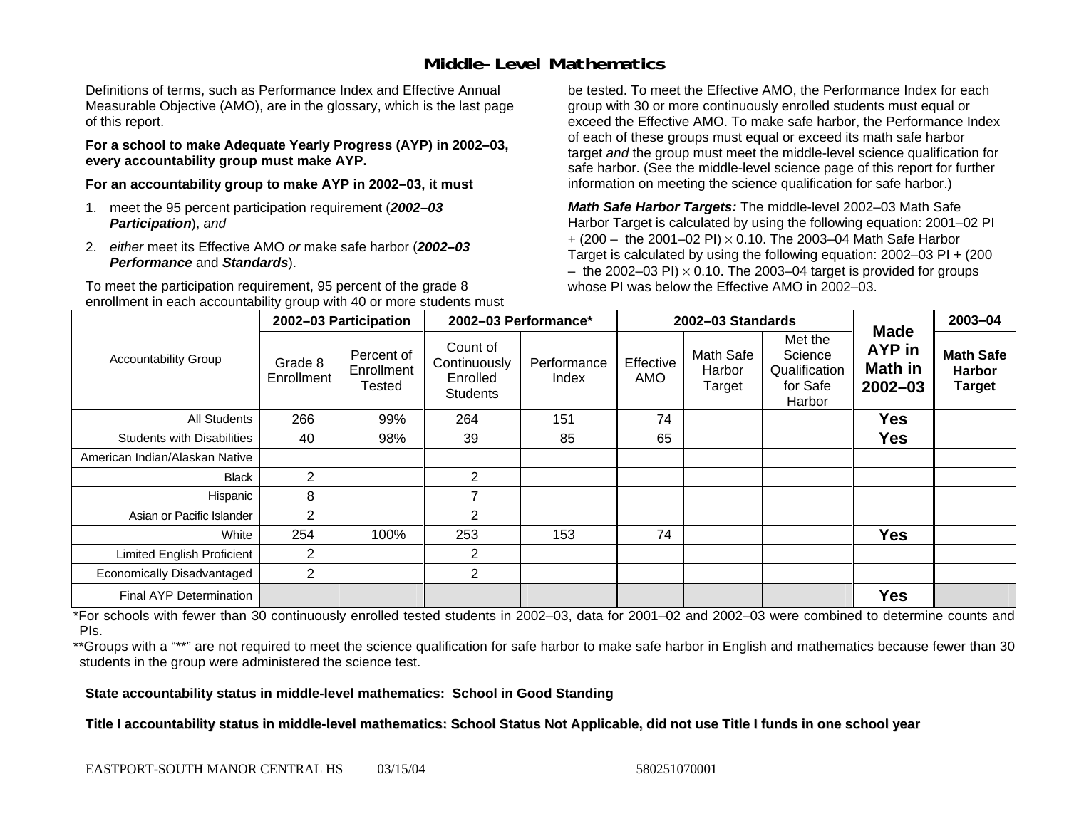## Middle-Level Mathematics

Definitions of terms, such as Performance Index and Effective Annual Measurable Objective (AMO), are in the glossary, which is the last page of this report.

**For a school to make Adequate Yearly Progress (AYP) in 2002–03, every accountability group must make AYP.**

**For an accountability group to make AYP in 2002–03, it must**

1. meet the 95 percent participation requirement (***2002–03 Participation***), *and*
2. *either* meet its Effective AMO *or* make safe harbor (***2002–03 Performance*** and ***Standards***).

To meet the participation requirement, 95 percent of the grade 8 enrollment in each accountability group with 40 or more students must be tested. To meet the Effective AMO, the Performance Index for each group with 30 or more continuously enrolled students must equal or exceed the Effective AMO. To make safe harbor, the Performance Index of each of these groups must equal or exceed its math safe harbor target *and* the group must meet the middle-level science qualification for safe harbor. (See the middle-level science page of this report for further information on meeting the science qualification for safe harbor.)

***Math Safe Harbor Targets:*** The middle-level 2002–03 Math Safe Harbor Target is calculated by using the following equation: 2001–02 PI + (200 – the 2001–02 PI) $\times$ 0.10. The 2003–04 Math Safe Harbor Target is calculated by using the following equation: 2002–03 PI + (200 – the 2002–03 PI) $\times$ 0.10. The 2003–04 target is provided for groups whose PI was below the Effective AMO in 2002–03.

| Accountability Group | 2002–03 Participation | | 2002–03 Performance* | | 2002–03 Standards | | | Made AYP in Math in 2002–03 | 2003–04 |
|---|---|---|---|---|---|---|---|---|---|
| | Grade 8 Enrollment | Percent of Enrollment Tested | Count of Continuously Enrolled Students | Performance Index | Effective AMO | Math Safe Harbor Target | Met the Science Qualification for Safe Harbor | | Math Safe Harbor Target |
| All Students | 266 | 99% | 264 | 151 | 74 | | | Yes | |
| Students with Disabilities | 40 | 98% | 39 | 85 | 65 | | | Yes | |
| American Indian/Alaskan Native | | | | | | | | | |
| Black | 2 | | 2 | | | | | | |
| Hispanic | 8 | | 7 | | | | | | |
| Asian or Pacific Islander | 2 | | 2 | | | | | | |
| White | 254 | 100% | 253 | 153 | 74 | | | Yes | |
| Limited English Proficient | 2 | | 2 | | | | | | |
| Economically Disadvantaged | 2 | | 2 | | | | | | |
| Final AYP Determination | | | | | | | | Yes | |

*For schools with fewer than 30 continuously enrolled tested students in 2002–03, data for 2001–02 and 2002–03 were combined to determine counts and PIs.

**Groups with a "**" are not required to meet the science qualification for safe harbor to make safe harbor in English and mathematics because fewer than 30 students in the group were administered the science test.

**State accountability status in middle-level mathematics: School in Good Standing**

**Title I accountability status in middle-level mathematics: School Status Not Applicable, did not use Title I funds in one school year**

EASTPORT-SOUTH MANOR CENTRAL HS 03/15/04 580251070001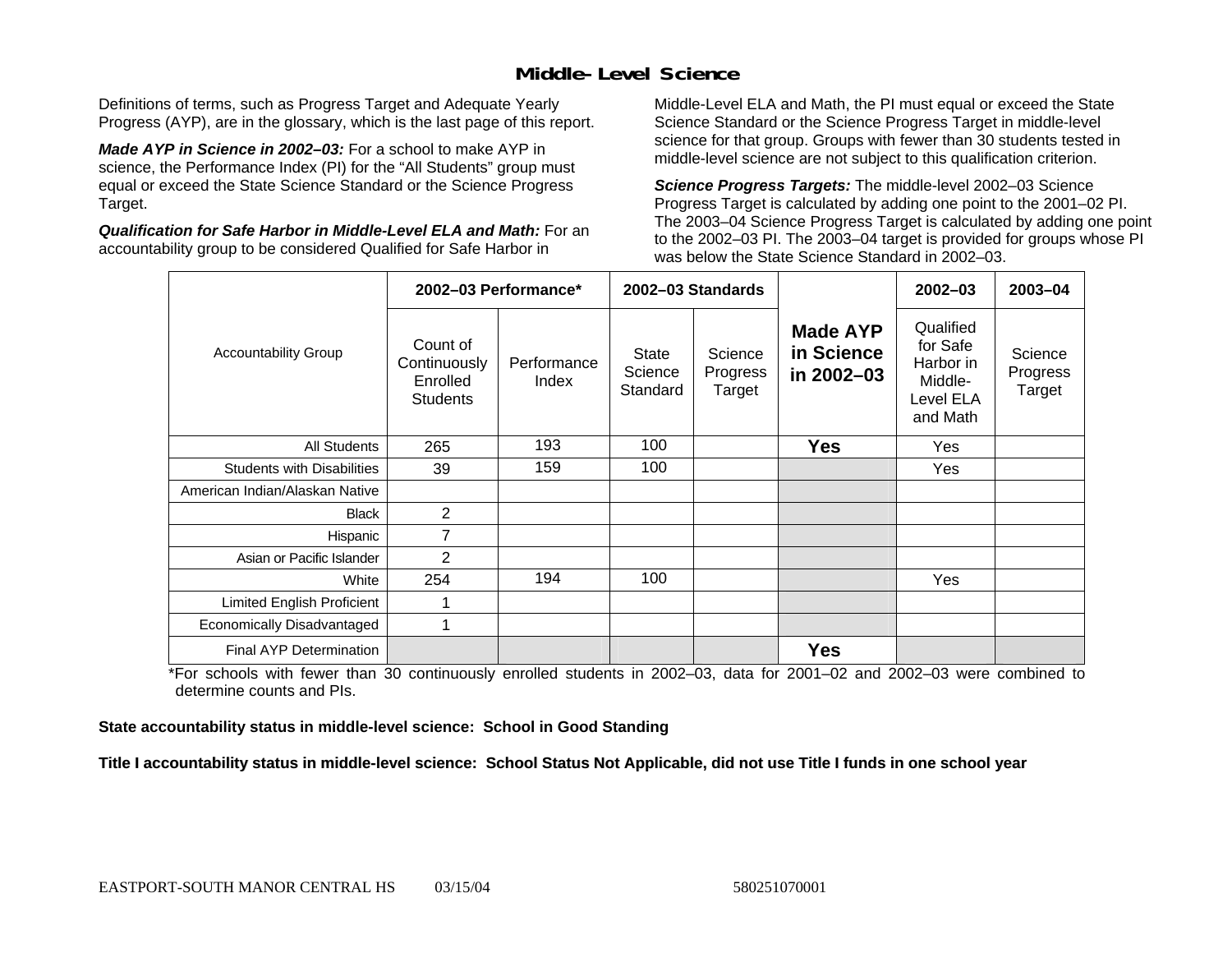## Middle-Level Science

Definitions of terms, such as Progress Target and Adequate Yearly Progress (AYP), are in the glossary, which is the last page of this report.

***Made AYP in Science in 2002–03:*** For a school to make AYP in science, the Performance Index (PI) for the "All Students" group must equal or exceed the State Science Standard or the Science Progress Target.

***Qualification for Safe Harbor in Middle-Level ELA and Math:*** For an accountability group to be considered Qualified for Safe Harbor in Middle-Level ELA and Math, the PI must equal or exceed the State Science Standard or the Science Progress Target in middle-level science for that group. Groups with fewer than 30 students tested in middle-level science are not subject to this qualification criterion.

***Science Progress Targets:*** The middle-level 2002–03 Science Progress Target is calculated by adding one point to the 2001–02 PI. The 2003–04 Science Progress Target is calculated by adding one point to the 2002–03 PI. The 2003–04 target is provided for groups whose PI was below the State Science Standard in 2002–03.

| Accountability Group | 2002–03 Performance* | | 2002–03 Standards | | Made AYP in Science in 2002–03 | 2002–03 | 2003–04 |
|---|---|---|---|---|---|---|---|
| | Count of Continuously Enrolled Students | Performance Index | State Science Standard | Science Progress Target | | Qualified for Safe Harbor in Middle-Level ELA and Math | Science Progress Target |
| All Students | 265 | 193 | 100 | | **Yes** | Yes | |
| Students with Disabilities | 39 | 159 | 100 | | | Yes | |
| American Indian/Alaskan Native | | | | | | | |
| Black | 2 | | | | | | |
| Hispanic | 7 | | | | | | |
| Asian or Pacific Islander | 2 | | | | | | |
| White | 254 | 194 | 100 | | | Yes | |
| Limited English Proficient | 1 | | | | | | |
| Economically Disadvantaged | 1 | | | | | | |
| Final AYP Determination | | | | | **Yes** | | |

*For schools with fewer than 30 continuously enrolled students in 2002–03, data for 2001–02 and 2002–03 were combined to determine counts and PIs.

**State accountability status in middle-level science: School in Good Standing**

**Title I accountability status in middle-level science: School Status Not Applicable, did not use Title I funds in one school year**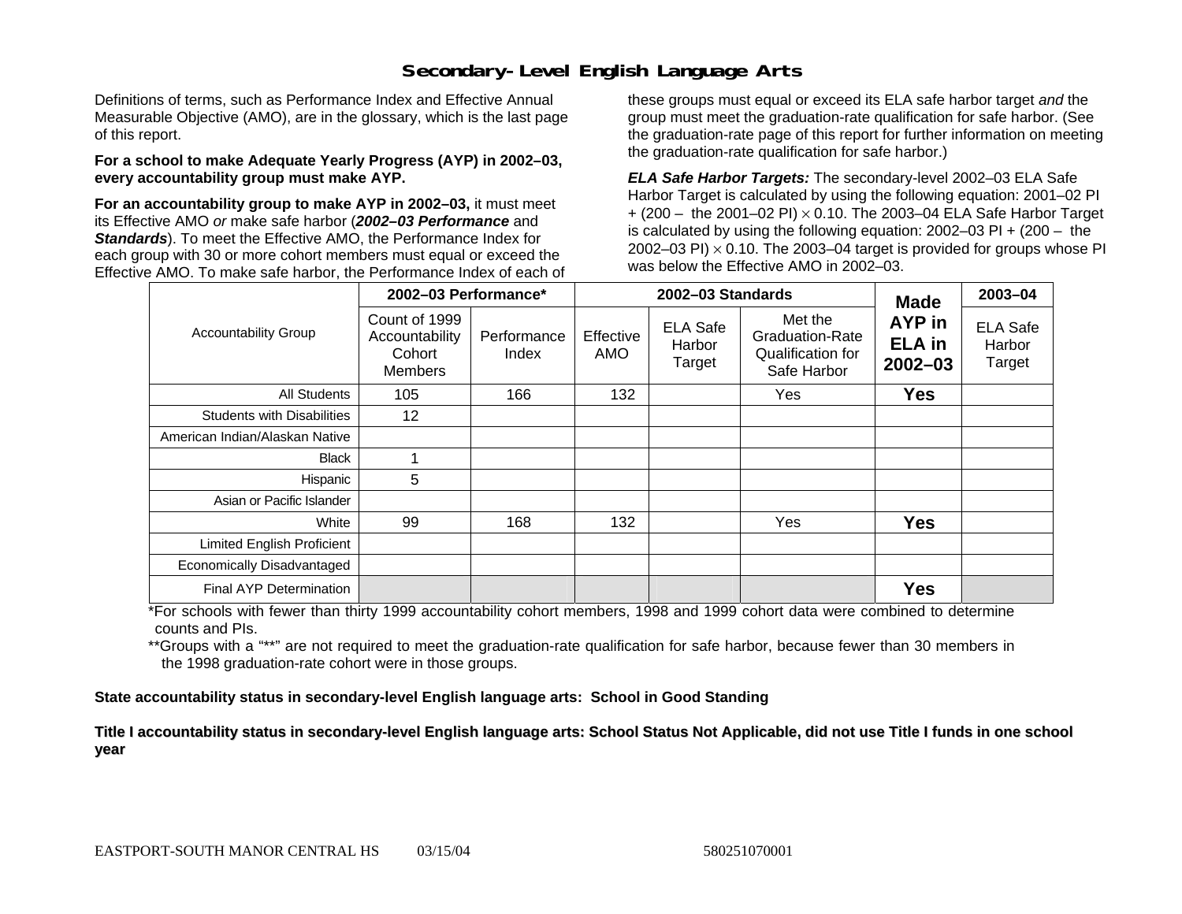# Secondary-Level English Language Arts

Definitions of terms, such as Performance Index and Effective Annual Measurable Objective (AMO), are in the glossary, which is the last page of this report.

**For a school to make Adequate Yearly Progress (AYP) in 2002–03, every accountability group must make AYP.**

**For an accountability group to make AYP in 2002–03,** it must meet its Effective AMO *or* make safe harbor (***2002–03 Performance*** and ***Standards***). To meet the Effective AMO, the Performance Index for each group with 30 or more cohort members must equal or exceed the Effective AMO. To make safe harbor, the Performance Index of each of these groups must equal or exceed its ELA safe harbor target *and* the group must meet the graduation-rate qualification for safe harbor. (See the graduation-rate page of this report for further information on meeting the graduation-rate qualification for safe harbor.)

***ELA Safe Harbor Targets:*** The secondary-level 2002–03 ELA Safe Harbor Target is calculated by using the following equation: 2001–02 PI + (200 – the 2001–02 PI) $\times$ 0.10. The 2003–04 ELA Safe Harbor Target is calculated by using the following equation: 2002–03 PI + (200 – the 2002–03 PI) $\times$ 0.10. The 2003–04 target is provided for groups whose PI was below the Effective AMO in 2002–03.

| Accountability Group | 2002–03 Performance* | | 2002–03 Standards | | | Made AYP in ELA in 2002–03 | 2003–04 |
|---|---|---|---|---|---|---|---|
| | Count of 1999 Accountability Cohort Members | Performance Index | Effective AMO | ELA Safe Harbor Target | Met the Graduation-Rate Qualification for Safe Harbor | | ELA Safe Harbor Target |
| All Students | 105 | 166 | 132 | | Yes | **Yes** | |
| Students with Disabilities | 12 | | | | | | |
| American Indian/Alaskan Native | | | | | | | |
| Black | 1 | | | | | | |
| Hispanic | 5 | | | | | | |
| Asian or Pacific Islander | | | | | | | |
| White | 99 | 168 | 132 | | Yes | **Yes** | |
| Limited English Proficient | | | | | | | |
| Economically Disadvantaged | | | | | | | |
| Final AYP Determination | | | | | | **Yes** | |

*For schools with fewer than thirty 1999 accountability cohort members, 1998 and 1999 cohort data were combined to determine counts and PIs.

**Groups with a "**" are not required to meet the graduation-rate qualification for safe harbor, because fewer than 30 members in the 1998 graduation-rate cohort were in those groups.

**State accountability status in secondary-level English language arts: School in Good Standing**

**Title I accountability status in secondary-level English language arts: School Status Not Applicable, did not use Title I funds in one school year**

EASTPORT-SOUTH MANOR CENTRAL HS 03/15/04 580251070001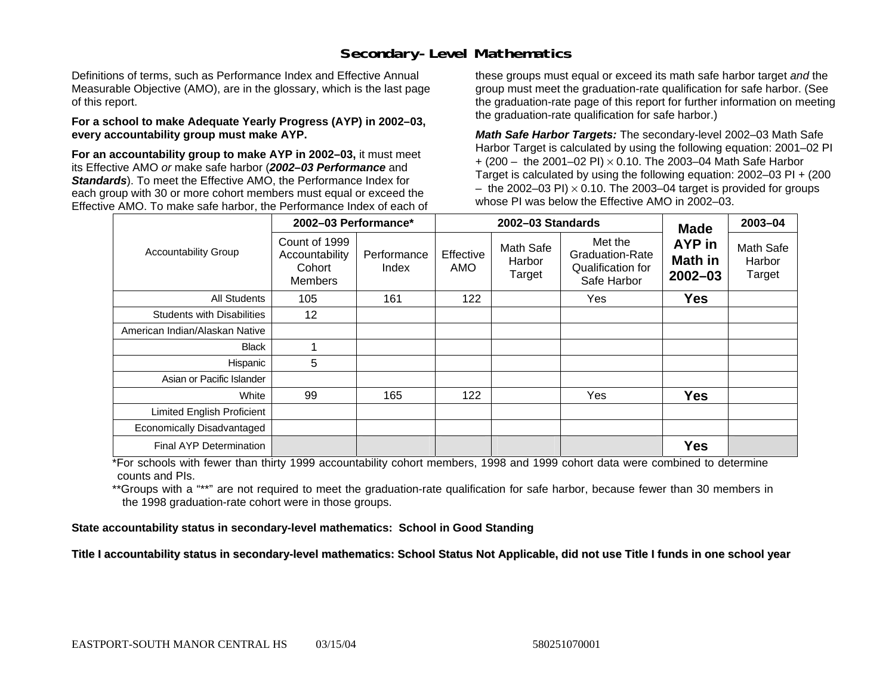# Secondary-Level Mathematics

Definitions of terms, such as Performance Index and Effective Annual Measurable Objective (AMO), are in the glossary, which is the last page of this report.

**For a school to make Adequate Yearly Progress (AYP) in 2002–03, every accountability group must make AYP.**

**For an accountability group to make AYP in 2002–03,** it must meet its Effective AMO *or* make safe harbor (***2002–03 Performance*** and ***Standards***). To meet the Effective AMO, the Performance Index for each group with 30 or more cohort members must equal or exceed the Effective AMO. To make safe harbor, the Performance Index of each of these groups must equal or exceed its math safe harbor target *and* the group must meet the graduation-rate qualification for safe harbor. (See the graduation-rate page of this report for further information on meeting the graduation-rate qualification for safe harbor.)

***Math Safe Harbor Targets:*** The secondary-level 2002–03 Math Safe Harbor Target is calculated by using the following equation: 2001–02 PI + (200 – the 2001–02 PI) × 0.10. The 2003–04 Math Safe Harbor Target is calculated by using the following equation: 2002–03 PI + (200 – the 2002–03 PI) × 0.10. The 2003–04 target is provided for groups whose PI was below the Effective AMO in 2002–03.

| Accountability Group | 2002–03 Performance* | | 2002–03 Standards | | | Made AYP in Math in 2002–03 | 2003–04 |
|---|---|---|---|---|---|---|---|
| | Count of 1999 Accountability Cohort Members | Performance Index | Effective AMO | Math Safe Harbor Target | Met the Graduation-Rate Qualification for Safe Harbor | | Math Safe Harbor Target |
| All Students | 105 | 161 | 122 | | Yes | **Yes** | |
| Students with Disabilities | 12 | | | | | | |
| American Indian/Alaskan Native | | | | | | | |
| Black | 1 | | | | | | |
| Hispanic | 5 | | | | | | |
| Asian or Pacific Islander | | | | | | | |
| White | 99 | 165 | 122 | | Yes | **Yes** | |
| Limited English Proficient | | | | | | | |
| Economically Disadvantaged | | | | | | | |
| Final AYP Determination | | | | | | **Yes** | |

*For schools with fewer than thirty 1999 accountability cohort members, 1998 and 1999 cohort data were combined to determine counts and PIs.

**Groups with a "**" are not required to meet the graduation-rate qualification for safe harbor, because fewer than 30 members in the 1998 graduation-rate cohort were in those groups.

**State accountability status in secondary-level mathematics: School in Good Standing**

**Title I accountability status in secondary-level mathematics: School Status Not Applicable, did not use Title I funds in one school year**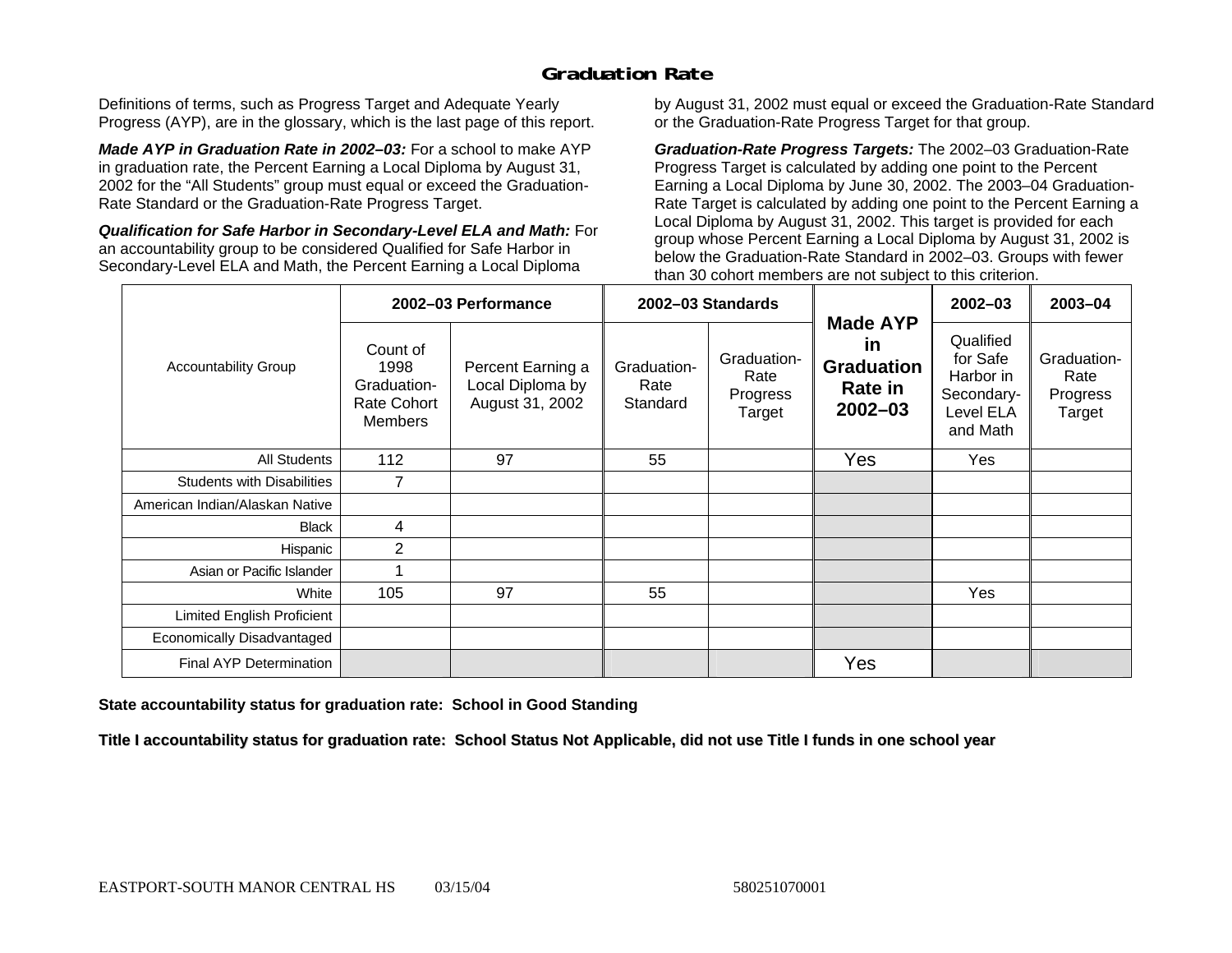# Graduation Rate

Definitions of terms, such as Progress Target and Adequate Yearly Progress (AYP), are in the glossary, which is the last page of this report.

***Made AYP in Graduation Rate in 2002–03:*** For a school to make AYP in graduation rate, the Percent Earning a Local Diploma by August 31, 2002 for the "All Students" group must equal or exceed the Graduation-Rate Standard or the Graduation-Rate Progress Target.

***Qualification for Safe Harbor in Secondary-Level ELA and Math:*** For an accountability group to be considered Qualified for Safe Harbor in Secondary-Level ELA and Math, the Percent Earning a Local Diploma by August 31, 2002 must equal or exceed the Graduation-Rate Standard or the Graduation-Rate Progress Target for that group.

***Graduation-Rate Progress Targets:*** The 2002–03 Graduation-Rate Progress Target is calculated by adding one point to the Percent Earning a Local Diploma by June 30, 2002. The 2003–04 Graduation-Rate Target is calculated by adding one point to the Percent Earning a Local Diploma by August 31, 2002. This target is provided for each group whose Percent Earning a Local Diploma by August 31, 2002 is below the Graduation-Rate Standard in 2002–03. Groups with fewer than 30 cohort members are not subject to this criterion.

| Accountability Group | 2002–03 Performance | | 2002–03 Standards | | Made AYP in Graduation Rate in 2002–03 | 2002–03 | 2003–04 |
|---|---|---|---|---|---|---|---|
| | Count of 1998 Graduation-Rate Cohort Members | Percent Earning a Local Diploma by August 31, 2002 | Graduation-Rate Standard | Graduation-Rate Progress Target | | Qualified for Safe Harbor in Secondary-Level ELA and Math | Graduation-Rate Progress Target |
| All Students | 112 | 97 | 55 | | Yes | Yes | |
| Students with Disabilities | 7 | | | | | | |
| American Indian/Alaskan Native | | | | | | | |
| Black | 4 | | | | | | |
| Hispanic | 2 | | | | | | |
| Asian or Pacific Islander | 1 | | | | | | |
| White | 105 | 97 | 55 | | | Yes | |
| Limited English Proficient | | | | | | | |
| Economically Disadvantaged | | | | | | | |
| Final AYP Determination | | | | | Yes | | |

**State accountability status for graduation rate: School in Good Standing**

**Title I accountability status for graduation rate: School Status Not Applicable, did not use Title I funds in one school year**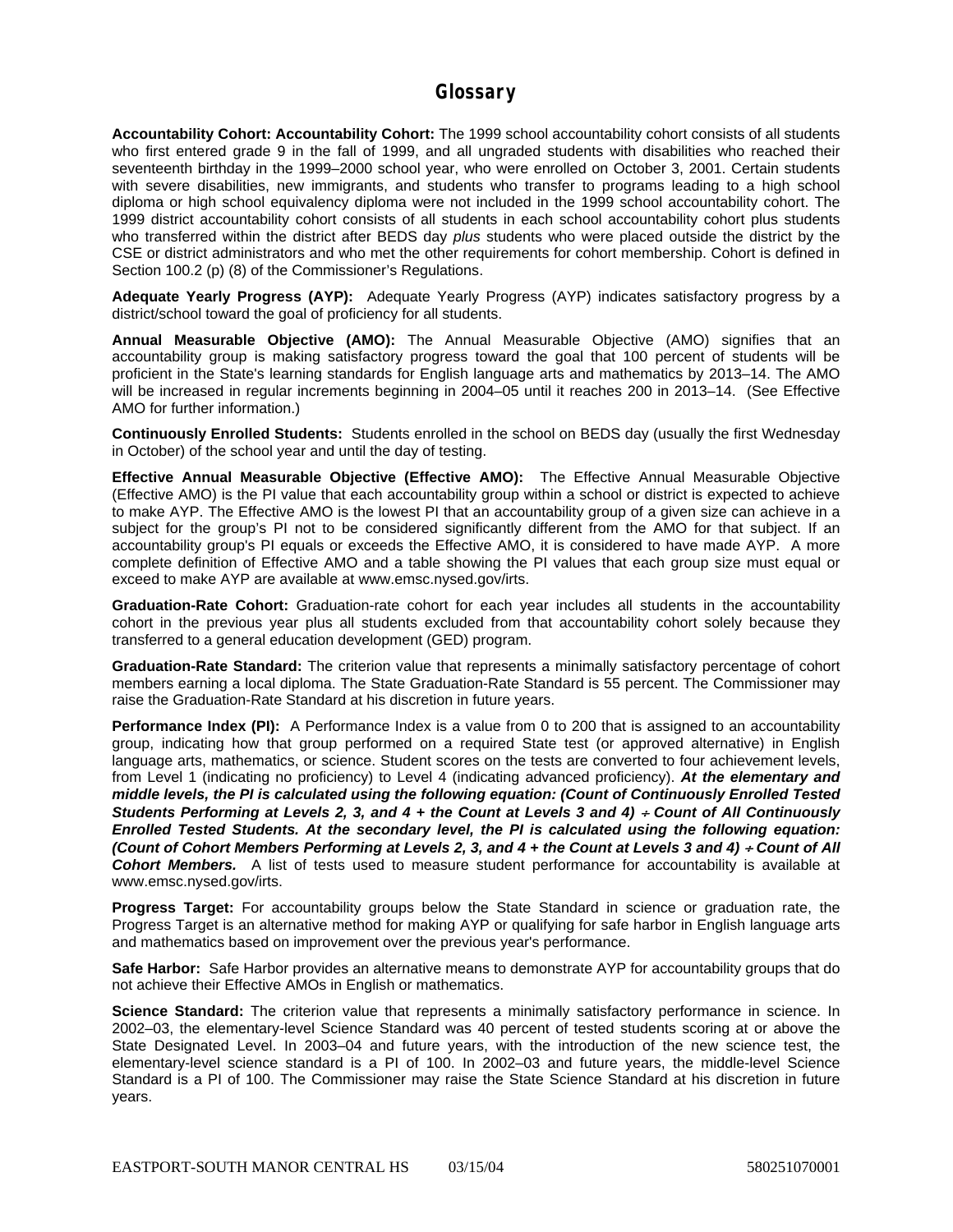# Glossary

**Accountability Cohort: Accountability Cohort:** The 1999 school accountability cohort consists of all students who first entered grade 9 in the fall of 1999, and all ungraded students with disabilities who reached their seventeenth birthday in the 1999–2000 school year, who were enrolled on October 3, 2001. Certain students with severe disabilities, new immigrants, and students who transfer to programs leading to a high school diploma or high school equivalency diploma were not included in the 1999 school accountability cohort. The 1999 district accountability cohort consists of all students in each school accountability cohort plus students who transferred within the district after BEDS day *plus* students who were placed outside the district by the CSE or district administrators and who met the other requirements for cohort membership. Cohort is defined in Section 100.2 (p) (8) of the Commissioner's Regulations.

**Adequate Yearly Progress (AYP):** Adequate Yearly Progress (AYP) indicates satisfactory progress by a district/school toward the goal of proficiency for all students.

**Annual Measurable Objective (AMO):** The Annual Measurable Objective (AMO) signifies that an accountability group is making satisfactory progress toward the goal that 100 percent of students will be proficient in the State's learning standards for English language arts and mathematics by 2013–14. The AMO will be increased in regular increments beginning in 2004–05 until it reaches 200 in 2013–14. (See Effective AMO for further information.)

**Continuously Enrolled Students:** Students enrolled in the school on BEDS day (usually the first Wednesday in October) of the school year and until the day of testing.

**Effective Annual Measurable Objective (Effective AMO):** The Effective Annual Measurable Objective (Effective AMO) is the PI value that each accountability group within a school or district is expected to achieve to make AYP. The Effective AMO is the lowest PI that an accountability group of a given size can achieve in a subject for the group's PI not to be considered significantly different from the AMO for that subject. If an accountability group's PI equals or exceeds the Effective AMO, it is considered to have made AYP. A more complete definition of Effective AMO and a table showing the PI values that each group size must equal or exceed to make AYP are available at www.emsc.nysed.gov/irts.

**Graduation-Rate Cohort:** Graduation-rate cohort for each year includes all students in the accountability cohort in the previous year plus all students excluded from that accountability cohort solely because they transferred to a general education development (GED) program.

**Graduation-Rate Standard:** The criterion value that represents a minimally satisfactory percentage of cohort members earning a local diploma. The State Graduation-Rate Standard is 55 percent. The Commissioner may raise the Graduation-Rate Standard at his discretion in future years.

**Performance Index (PI):** A Performance Index is a value from 0 to 200 that is assigned to an accountability group, indicating how that group performed on a required State test (or approved alternative) in English language arts, mathematics, or science. Student scores on the tests are converted to four achievement levels, from Level 1 (indicating no proficiency) to Level 4 (indicating advanced proficiency). ***At the elementary and middle levels, the PI is calculated using the following equation: (Count of Continuously Enrolled Tested Students Performing at Levels 2, 3, and 4 + the Count at Levels 3 and 4) ÷ Count of All Continuously Enrolled Tested Students. At the secondary level, the PI is calculated using the following equation: (Count of Cohort Members Performing at Levels 2, 3, and 4 + the Count at Levels 3 and 4) ÷ Count of All Cohort Members.*** A list of tests used to measure student performance for accountability is available at www.emsc.nysed.gov/irts.

**Progress Target:** For accountability groups below the State Standard in science or graduation rate, the Progress Target is an alternative method for making AYP or qualifying for safe harbor in English language arts and mathematics based on improvement over the previous year's performance.

**Safe Harbor:** Safe Harbor provides an alternative means to demonstrate AYP for accountability groups that do not achieve their Effective AMOs in English or mathematics.

**Science Standard:** The criterion value that represents a minimally satisfactory performance in science. In 2002–03, the elementary-level Science Standard was 40 percent of tested students scoring at or above the State Designated Level. In 2003–04 and future years, with the introduction of the new science test, the elementary-level science standard is a PI of 100. In 2002–03 and future years, the middle-level Science Standard is a PI of 100. The Commissioner may raise the State Science Standard at his discretion in future years.